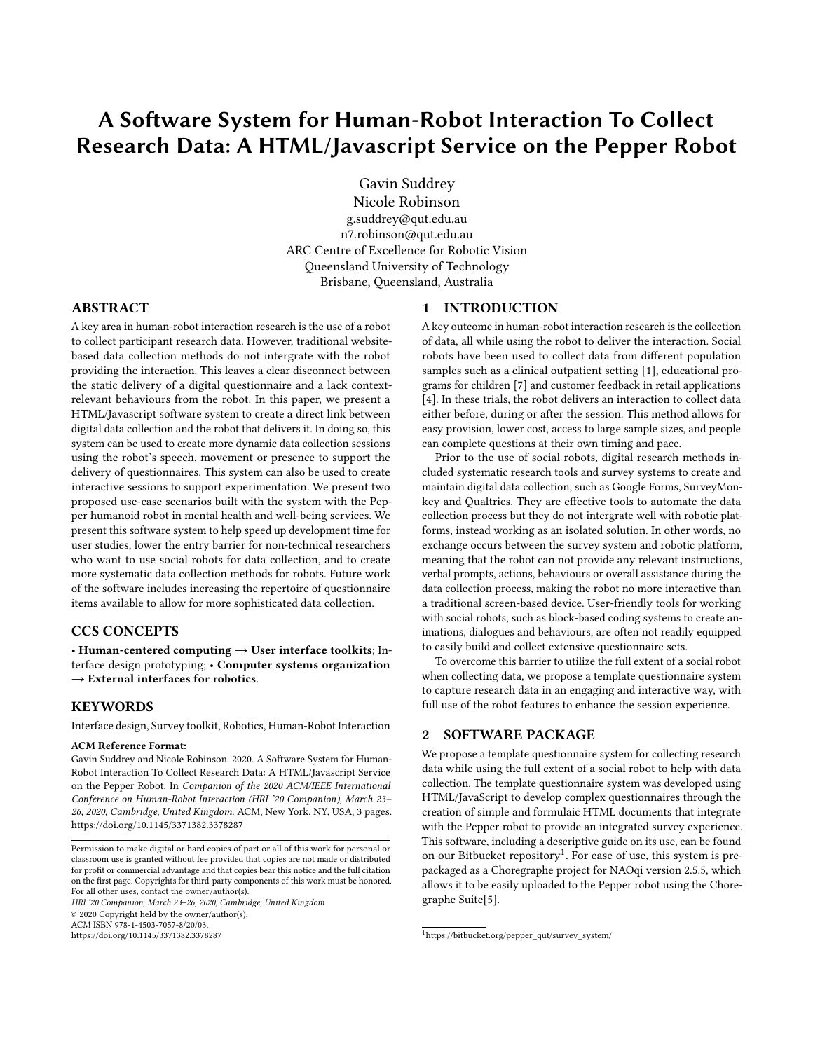# A Software System for Human-Robot Interaction To Collect Research Data: A HTML/Javascript Service on the Pepper Robot

Gavin Suddrey
Nicole Robinson
g.suddrey@qut.edu.au
n7.robinson@qut.edu.au
ARC Centre of Excellence for Robotic Vision
Queensland University of Technology
Brisbane, Queensland, Australia

## ABSTRACT

A key area in human-robot interaction research is the use of a robot to collect participant research data. However, traditional website-based data collection methods do not intergrate with the robot providing the interaction. This leaves a clear disconnect between the static delivery of a digital questionnaire and a lack context-relevant behaviours from the robot. In this paper, we present a HTML/Javascript software system to create a direct link between digital data collection and the robot that delivers it. In doing so, this system can be used to create more dynamic data collection sessions using the robot's speech, movement or presence to support the delivery of questionnaires. This system can also be used to create interactive sessions to support experimentation. We present two proposed use-case scenarios built with the system with the Pepper humanoid robot in mental health and well-being services. We present this software system to help speed up development time for user studies, lower the entry barrier for non-technical researchers who want to use social robots for data collection, and to create more systematic data collection methods for robots. Future work of the software includes increasing the repertoire of questionnaire items available to allow for more sophisticated data collection.

## CCS CONCEPTS

• **Human-centered computing → User interface toolkits**; Interface design prototyping; • **Computer systems organization → External interfaces for robotics**.

## KEYWORDS

Interface design, Survey toolkit, Robotics, Human-Robot Interaction

**ACM Reference Format:**
Gavin Suddrey and Nicole Robinson. 2020. A Software System for Human-Robot Interaction To Collect Research Data: A HTML/Javascript Service on the Pepper Robot. In *Companion of the 2020 ACM/IEEE International Conference on Human-Robot Interaction (HRI '20 Companion), March 23–26, 2020, Cambridge, United Kingdom.* ACM, New York, NY, USA, 3 pages. https://doi.org/10.1145/3371382.3378287

Permission to make digital or hard copies of part or all of this work for personal or classroom use is granted without fee provided that copies are not made or distributed for profit or commercial advantage and that copies bear this notice and the full citation on the first page. Copyrights for third-party components of this work must be honored. For all other uses, contact the owner/author(s).
*HRI '20 Companion, March 23–26, 2020, Cambridge, United Kingdom*
© 2020 Copyright held by the owner/author(s).
ACM ISBN 978-1-4503-7057-8/20/03.
https://doi.org/10.1145/3371382.3378287

## 1 INTRODUCTION

A key outcome in human-robot interaction research is the collection of data, all while using the robot to deliver the interaction. Social robots have been used to collect data from different population samples such as a clinical outpatient setting [1], educational programs for children [7] and customer feedback in retail applications [4]. In these trials, the robot delivers an interaction to collect data either before, during or after the session. This method allows for easy provision, lower cost, access to large sample sizes, and people can complete questions at their own timing and pace.

Prior to the use of social robots, digital research methods included systematic research tools and survey systems to create and maintain digital data collection, such as Google Forms, SurveyMonkey and Qualtrics. They are effective tools to automate the data collection process but they do not intergrate well with robotic platforms, instead working as an isolated solution. In other words, no exchange occurs between the survey system and robotic platform, meaning that the robot can not provide any relevant instructions, verbal prompts, actions, behaviours or overall assistance during the data collection process, making the robot no more interactive than a traditional screen-based device. User-friendly tools for working with social robots, such as block-based coding systems to create animations, dialogues and behaviours, are often not readily equipped to easily build and collect extensive questionnaire sets.

To overcome this barrier to utilize the full extent of a social robot when collecting data, we propose a template questionnaire system to capture research data in an engaging and interactive way, with full use of the robot features to enhance the session experience.

## 2 SOFTWARE PACKAGE

We propose a template questionnaire system for collecting research data while using the full extent of a social robot to help with data collection. The template questionnaire system was developed using HTML/JavaScript to develop complex questionnaires through the creation of simple and formulaic HTML documents that integrate with the Pepper robot to provide an integrated survey experience. This software, including a descriptive guide on its use, can be found on our Bitbucket repository[1]. For ease of use, this system is prepackaged as a Choregraphe project for NAOqi version 2.5.5, which allows it to be easily uploaded to the Pepper robot using the Choregraphe Suite[5].

[1] https://bitbucket.org/pepper_qut/survey_system/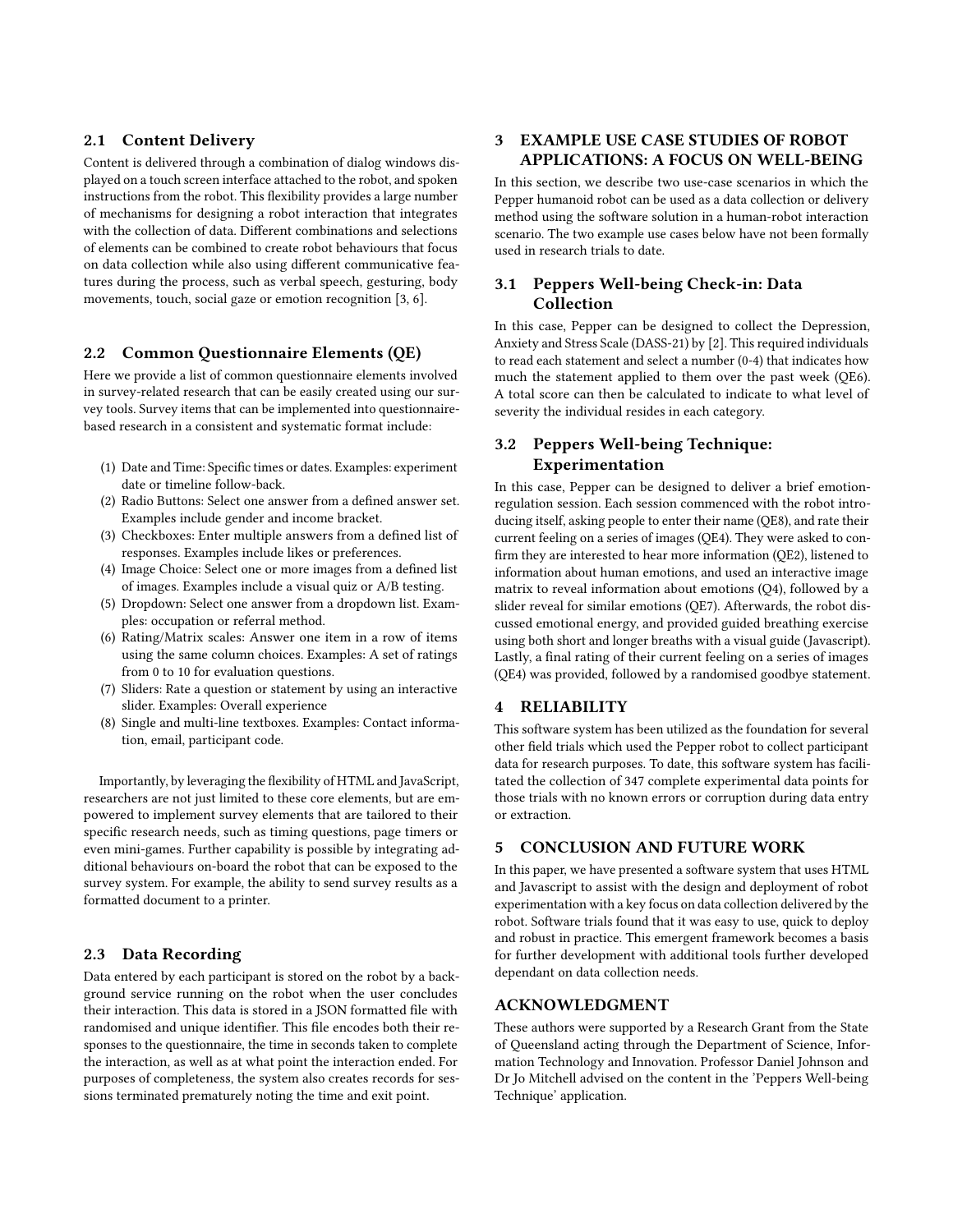### 2.1 Content Delivery

Content is delivered through a combination of dialog windows displayed on a touch screen interface attached to the robot, and spoken instructions from the robot. This flexibility provides a large number of mechanisms for designing a robot interaction that integrates with the collection of data. Different combinations and selections of elements can be combined to create robot behaviours that focus on data collection while also using different communicative features during the process, such as verbal speech, gesturing, body movements, touch, social gaze or emotion recognition [3, 6].

### 2.2 Common Questionnaire Elements (QE)

Here we provide a list of common questionnaire elements involved in survey-related research that can be easily created using our survey tools. Survey items that can be implemented into questionnaire-based research in a consistent and systematic format include:

(1) Date and Time: Specific times or dates. Examples: experiment date or timeline follow-back.
(2) Radio Buttons: Select one answer from a defined answer set. Examples include gender and income bracket.
(3) Checkboxes: Enter multiple answers from a defined list of responses. Examples include likes or preferences.
(4) Image Choice: Select one or more images from a defined list of images. Examples include a visual quiz or A/B testing.
(5) Dropdown: Select one answer from a dropdown list. Examples: occupation or referral method.
(6) Rating/Matrix scales: Answer one item in a row of items using the same column choices. Examples: A set of ratings from 0 to 10 for evaluation questions.
(7) Sliders: Rate a question or statement by using an interactive slider. Examples: Overall experience
(8) Single and multi-line textboxes. Examples: Contact information, email, participant code.

Importantly, by leveraging the flexibility of HTML and JavaScript, researchers are not just limited to these core elements, but are empowered to implement survey elements that are tailored to their specific research needs, such as timing questions, page timers or even mini-games. Further capability is possible by integrating additional behaviours on-board the robot that can be exposed to the survey system. For example, the ability to send survey results as a formatted document to a printer.

### 2.3 Data Recording

Data entered by each participant is stored on the robot by a background service running on the robot when the user concludes their interaction. This data is stored in a JSON formatted file with randomised and unique identifier. This file encodes both their responses to the questionnaire, the time in seconds taken to complete the interaction, as well as at what point the interaction ended. For purposes of completeness, the system also creates records for sessions terminated prematurely noting the time and exit point.

## 3 EXAMPLE USE CASE STUDIES OF ROBOT APPLICATIONS: A FOCUS ON WELL-BEING

In this section, we describe two use-case scenarios in which the Pepper humanoid robot can be used as a data collection or delivery method using the software solution in a human-robot interaction scenario. The two example use cases below have not been formally used in research trials to date.

### 3.1 Peppers Well-being Check-in: Data Collection

In this case, Pepper can be designed to collect the Depression, Anxiety and Stress Scale (DASS-21) by [2]. This required individuals to read each statement and select a number (0-4) that indicates how much the statement applied to them over the past week (QE6). A total score can then be calculated to indicate to what level of severity the individual resides in each category.

### 3.2 Peppers Well-being Technique: Experimentation

In this case, Pepper can be designed to deliver a brief emotion-regulation session. Each session commenced with the robot introducing itself, asking people to enter their name (QE8), and rate their current feeling on a series of images (QE4). They were asked to confirm they are interested to hear more information (QE2), listened to information about human emotions, and used an interactive image matrix to reveal information about emotions (Q4), followed by a slider reveal for similar emotions (QE7). Afterwards, the robot discussed emotional energy, and provided guided breathing exercise using both short and longer breaths with a visual guide (Javascript). Lastly, a final rating of their current feeling on a series of images (QE4) was provided, followed by a randomised goodbye statement.

## 4 RELIABILITY

This software system has been utilized as the foundation for several other field trials which used the Pepper robot to collect participant data for research purposes. To date, this software system has facilitated the collection of 347 complete experimental data points for those trials with no known errors or corruption during data entry or extraction.

## 5 CONCLUSION AND FUTURE WORK

In this paper, we have presented a software system that uses HTML and Javascript to assist with the design and deployment of robot experimentation with a key focus on data collection delivered by the robot. Software trials found that it was easy to use, quick to deploy and robust in practice. This emergent framework becomes a basis for further development with additional tools further developed dependant on data collection needs.

## ACKNOWLEDGMENT

These authors were supported by a Research Grant from the State of Queensland acting through the Department of Science, Information Technology and Innovation. Professor Daniel Johnson and Dr Jo Mitchell advised on the content in the 'Peppers Well-being Technique' application.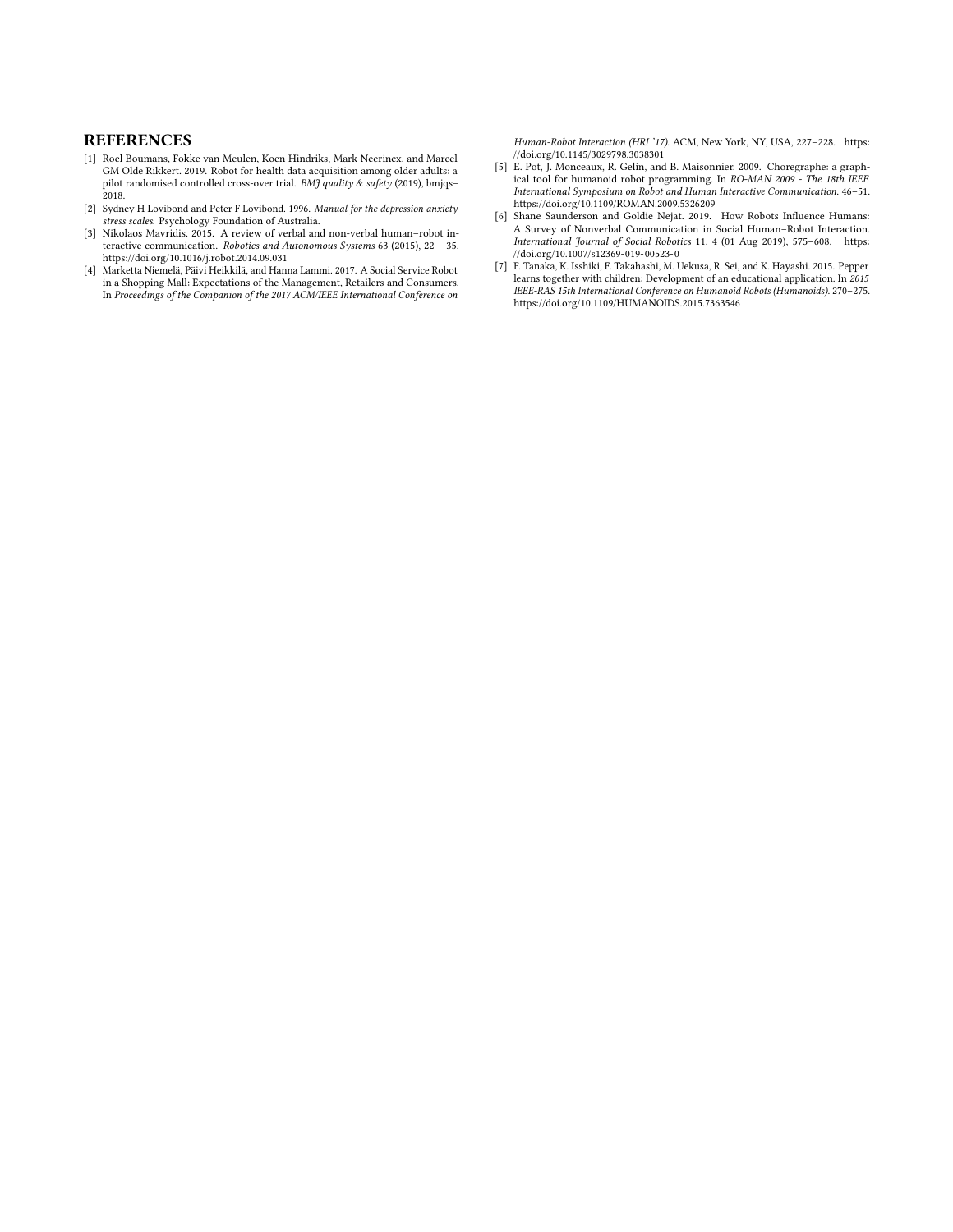## REFERENCES

[1] Roel Boumans, Fokke van Meulen, Koen Hindriks, Mark Neerincx, and Marcel GM Olde Rikkert. 2019. Robot for health data acquisition among older adults: a pilot randomised controlled cross-over trial. *BMJ quality & safety* (2019), bmjqs–2018.

[2] Sydney H Lovibond and Peter F Lovibond. 1996. *Manual for the depression anxiety stress scales.* Psychology Foundation of Australia.

[3] Nikolaos Mavridis. 2015. A review of verbal and non-verbal human–robot interactive communication. *Robotics and Autonomous Systems* 63 (2015), 22 – 35. https://doi.org/10.1016/j.robot.2014.09.031

[4] Marketta Niemelä, Päivi Heikkilä, and Hanna Lammi. 2017. A Social Service Robot in a Shopping Mall: Expectations of the Management, Retailers and Consumers. In *Proceedings of the Companion of the 2017 ACM/IEEE International Conference on Human-Robot Interaction (HRI '17).* ACM, New York, NY, USA, 227–228. https://doi.org/10.1145/3029798.3038301

[5] E. Pot, J. Monceaux, R. Gelin, and B. Maisonnier. 2009. Choregraphe: a graphical tool for humanoid robot programming. In *RO-MAN 2009 - The 18th IEEE International Symposium on Robot and Human Interactive Communication.* 46–51. https://doi.org/10.1109/ROMAN.2009.5326209

[6] Shane Saunderson and Goldie Nejat. 2019. How Robots Influence Humans: A Survey of Nonverbal Communication in Social Human–Robot Interaction. *International Journal of Social Robotics* 11, 4 (01 Aug 2019), 575–608. https://doi.org/10.1007/s12369-019-00523-0

[7] F. Tanaka, K. Isshiki, F. Takahashi, M. Uekusa, R. Sei, and K. Hayashi. 2015. Pepper learns together with children: Development of an educational application. In *2015 IEEE-RAS 15th International Conference on Humanoid Robots (Humanoids).* 270–275. https://doi.org/10.1109/HUMANOIDS.2015.7363546